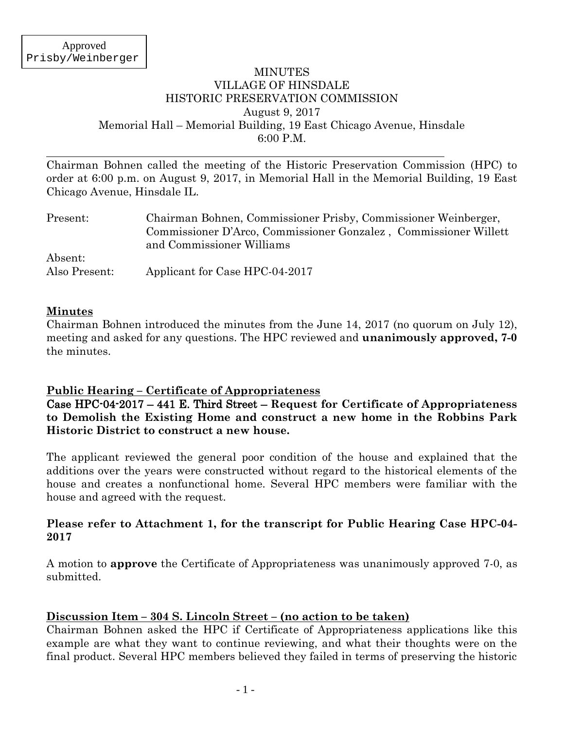Approved
Prisby/Weinberger

# MINUTES
# VILLAGE OF HINSDALE
# HISTORIC PRESERVATION COMMISSION

August 9, 2017
Memorial Hall – Memorial Building, 19 East Chicago Avenue, Hinsdale
6:00 P.M.

---

Chairman Bohnen called the meeting of the Historic Preservation Commission (HPC) to order at 6:00 p.m. on August 9, 2017, in Memorial Hall in the Memorial Building, 19 East Chicago Avenue, Hinsdale IL.

| | |
|---|---|
| Present: | Chairman Bohnen, Commissioner Prisby, Commissioner Weinberger, Commissioner D'Arco, Commissioner Gonzalez , Commissioner Willett and Commissioner Williams |
| Absent: | |
| Also Present: | Applicant for Case HPC-04-2017 |

## Minutes

Chairman Bohnen introduced the minutes from the June 14, 2017 (no quorum on July 12), meeting and asked for any questions. The HPC reviewed and **unanimously approved, 7-0** the minutes.

## Public Hearing – Certificate of Appropriateness

**Case HPC-04-2017 – 441 E. Third Street – Request for Certificate of Appropriateness to Demolish the Existing Home and construct a new home in the Robbins Park Historic District to construct a new house.**

The applicant reviewed the general poor condition of the house and explained that the additions over the years were constructed without regard to the historical elements of the house and creates a nonfunctional home. Several HPC members were familiar with the house and agreed with the request.

**Please refer to Attachment 1, for the transcript for Public Hearing Case HPC-04-2017**

A motion to **approve** the Certificate of Appropriateness was unanimously approved 7-0, as submitted.

## Discussion Item – 304 S. Lincoln Street – (no action to be taken)

Chairman Bohnen asked the HPC if Certificate of Appropriateness applications like this example are what they want to continue reviewing, and what their thoughts were on the final product. Several HPC members believed they failed in terms of preserving the historic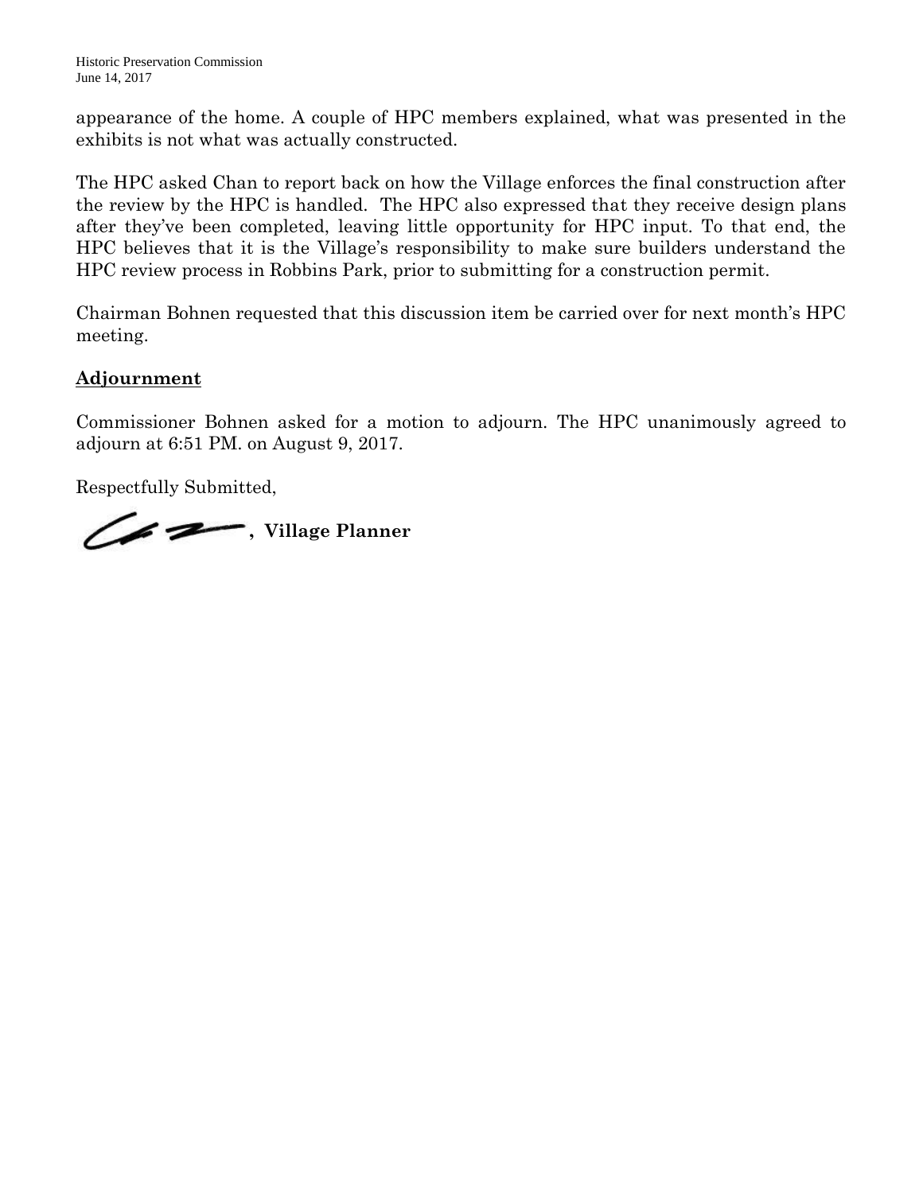appearance of the home. A couple of HPC members explained, what was presented in the exhibits is not what was actually constructed.

The HPC asked Chan to report back on how the Village enforces the final construction after the review by the HPC is handled. The HPC also expressed that they receive design plans after they've been completed, leaving little opportunity for HPC input. To that end, the HPC believes that it is the Village's responsibility to make sure builders understand the HPC review process in Robbins Park, prior to submitting for a construction permit.

Chairman Bohnen requested that this discussion item be carried over for next month's HPC meeting.

## Adjournment

Commissioner Bohnen asked for a motion to adjourn. The HPC unanimously agreed to adjourn at 6:51 PM. on August 9, 2017.

Respectfully Submitted,

**, Village Planner**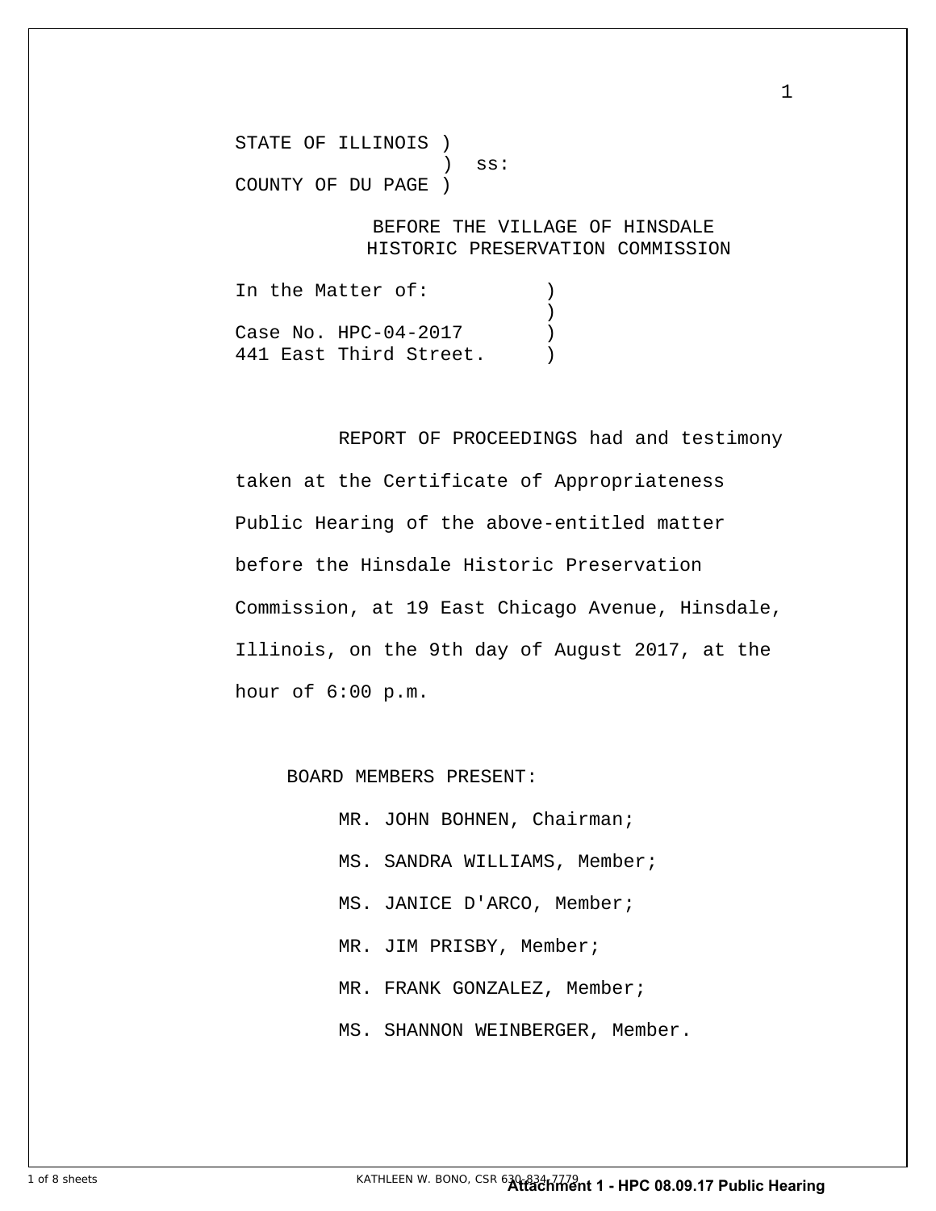STATE OF ILLINOIS )
                  )  ss:
COUNTY OF DU PAGE )

BEFORE THE VILLAGE OF HINSDALE
HISTORIC PRESERVATION COMMISSION

In the Matter of: )
)
Case No. HPC-04-2017 )
441 East Third Street. )

REPORT OF PROCEEDINGS had and testimony taken at the Certificate of Appropriateness Public Hearing of the above-entitled matter before the Hinsdale Historic Preservation Commission, at 19 East Chicago Avenue, Hinsdale, Illinois, on the 9th day of August 2017, at the hour of 6:00 p.m.

BOARD MEMBERS PRESENT:

MR. JOHN BOHNEN, Chairman;

MS. SANDRA WILLIAMS, Member;

MS. JANICE D'ARCO, Member;

MR. JIM PRISBY, Member;

MR. FRANK GONZALEZ, Member;

MS. SHANNON WEINBERGER, Member.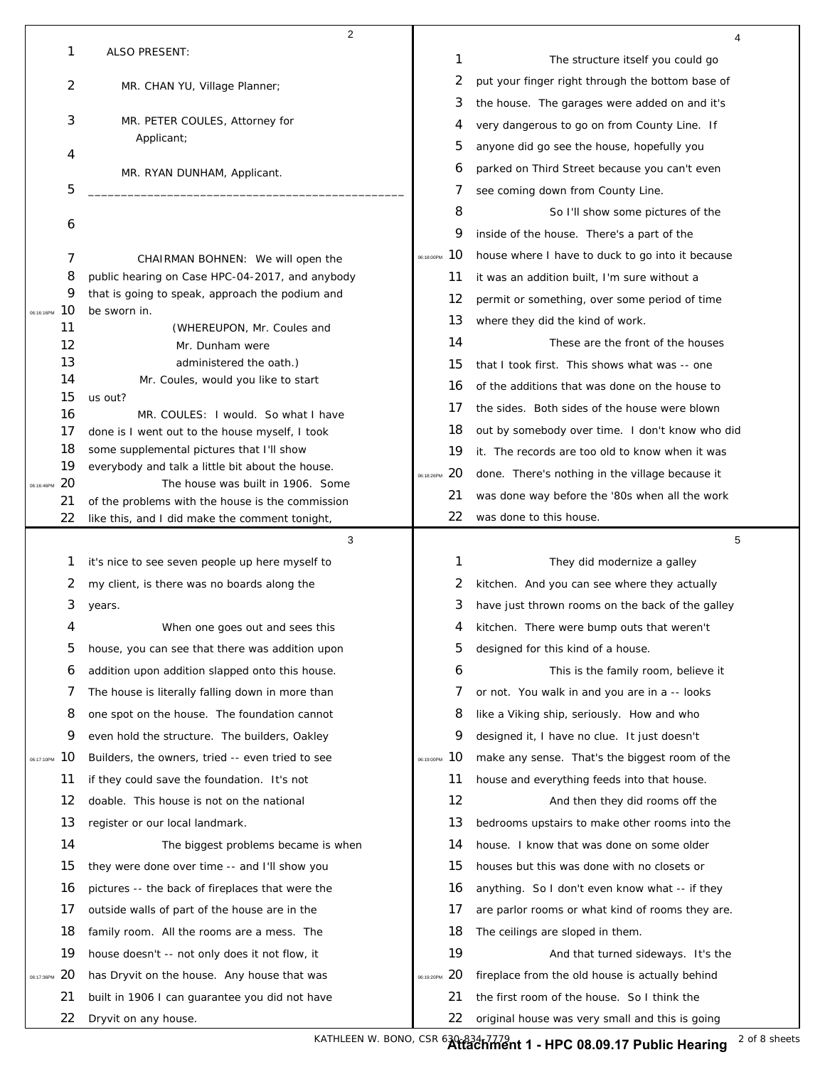ALSO PRESENT:

MR. CHAN YU, Village Planner;

MR. PETER COULES, Attorney for Applicant;

MR. RYAN DUNHAM, Applicant.

---

CHAIRMAN BOHNEN: We will open the public hearing on Case HPC-04-2017, and anybody that is going to speak, approach the podium and be sworn in.

(WHEREUPON, Mr. Coules and Mr. Dunham were administered the oath.)

Mr. Coules, would you like to start us out?

MR. COULES: I would. So what I have done is I went out to the house myself, I took some supplemental pictures that I'll show everybody and talk a little bit about the house.

The house was built in 1906. Some of the problems with the house is the commission like this, and I did make the comment tonight, it's nice to see seven people up here myself to my client, is there was no boards along the years.

When one goes out and sees this house, you can see that there was addition upon addition upon addition slapped onto this house. The house is literally falling down in more than one spot on the house. The foundation cannot even hold the structure. The builders, Oakley Builders, the owners, tried -- even tried to see if they could save the foundation. It's not doable. This house is not on the national register or our local landmark.

The biggest problems became is when they were done over time -- and I'll show you pictures -- the back of fireplaces that were the outside walls of part of the house are in the family room. All the rooms are a mess. The house doesn't -- not only does it not flow, it has Dryvit on the house. Any house that was built in 1906 I can guarantee you did not have Dryvit on any house.

The structure itself you could go put your finger right through the bottom base of the house. The garages were added on and it's very dangerous to go on from County Line. If anyone did go see the house, hopefully you parked on Third Street because you can't even see coming down from County Line.

So I'll show some pictures of the inside of the house. There's a part of the house where I have to duck to go into it because it was an addition built, I'm sure without a permit or something, over some period of time where they did the kind of work.

These are the front of the houses that I took first. This shows what was -- one of the additions that was done on the house to the sides. Both sides of the house were blown out by somebody over time. I don't know who did it. The records are too old to know when it was done. There's nothing in the village because it was done way before the '80s when all the work was done to this house.

They did modernize a galley kitchen. And you can see where they actually have just thrown rooms on the back of the galley kitchen. There were bump outs that weren't designed for this kind of a house.

This is the family room, believe it or not. You walk in and you are in a -- looks like a Viking ship, seriously. How and who designed it, I have no clue. It just doesn't make any sense. That's the biggest room of the house and everything feeds into that house.

And then they did rooms off the bedrooms upstairs to make other rooms into the house. I know that was done on some older houses but this was done with no closets or anything. So I don't even know what -- if they are parlor rooms or what kind of rooms they are. The ceilings are sloped in them.

And that turned sideways. It's the fireplace from the old house is actually behind the first room of the house. So I think the original house was very small and this is going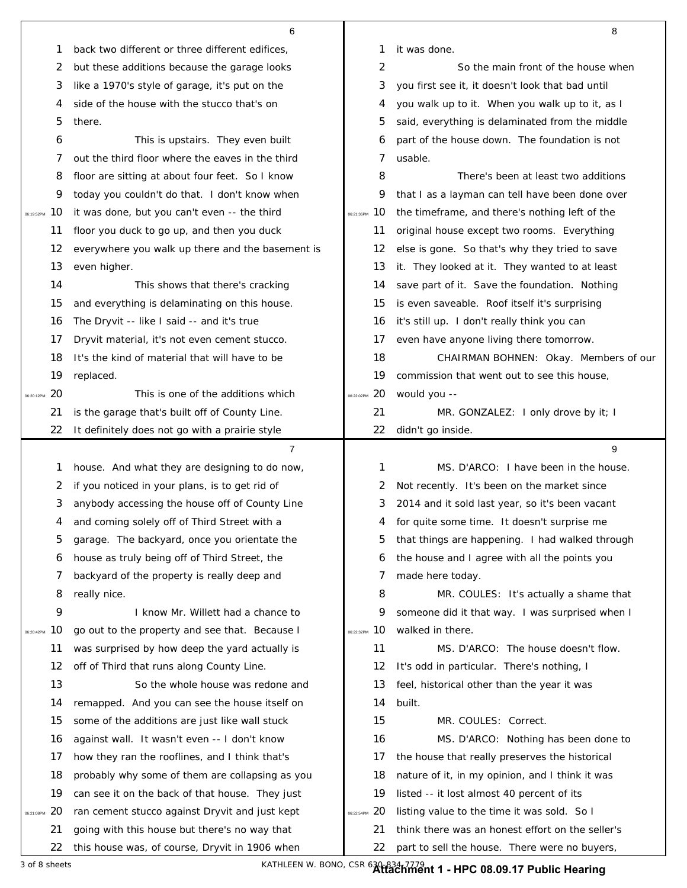back two different or three different edifices, but these additions because the garage looks like a 1970's style of garage, it's put on the side of the house with the stucco that's on there.

This is upstairs. They even built out the third floor where the eaves in the third floor are sitting at about four feet. So I know today you couldn't do that. I don't know when it was done, but you can't even -- the third floor you duck to go up, and then you duck everywhere you walk up there and the basement is even higher.

This shows that there's cracking and everything is delaminating on this house. The Dryvit -- like I said -- and it's true Dryvit material, it's not even cement stucco. It's the kind of material that will have to be replaced.

This is one of the additions which is the garage that's built off of County Line. It definitely does not go with a prairie style house. And what they are designing to do now, if you noticed in your plans, is to get rid of anybody accessing the house off of County Line and coming solely off of Third Street with a garage. The backyard, once you orientate the house as truly being off of Third Street, the backyard of the property is really deep and really nice.

I know Mr. Willett had a chance to go out to the property and see that. Because I was surprised by how deep the yard actually is off of Third that runs along County Line.

So the whole house was redone and remapped. And you can see the house itself on some of the additions are just like wall stuck against wall. It wasn't even -- I don't know how they ran the rooflines, and I think that's probably why some of them are collapsing as you can see it on the back of that house. They just ran cement stucco against Dryvit and just kept going with this house but there's no way that this house was, of course, Dryvit in 1906 when it was done.

So the main front of the house when you first see it, it doesn't look that bad until you walk up to it. When you walk up to it, as I said, everything is delaminated from the middle part of the house down. The foundation is not usable.

There's been at least two additions that I as a layman can tell have been done over the timeframe, and there's nothing left of the original house except two rooms. Everything else is gone. So that's why they tried to save it. They looked at it. They wanted to at least save part of it. Save the foundation. Nothing is even saveable. Roof itself it's surprising it's still up. I don't really think you can even have anyone living there tomorrow.

CHAIRMAN BOHNEN: Okay. Members of our commission that went out to see this house, would you --

MR. GONZALEZ: I only drove by it; I didn't go inside.

MS. D'ARCO: I have been in the house. Not recently. It's been on the market since 2014 and it sold last year, so it's been vacant for quite some time. It doesn't surprise me that things are happening. I had walked through the house and I agree with all the points you made here today.

MR. COULES: It's actually a shame that someone did it that way. I was surprised when I walked in there.

MS. D'ARCO: The house doesn't flow. It's odd in particular. There's nothing, I feel, historical other than the year it was built.

MR. COULES: Correct.

MS. D'ARCO: Nothing has been done to the house that really preserves the historical nature of it, in my opinion, and I think it was listed -- it lost almost 40 percent of its listing value to the time it was sold. So I think there was an honest effort on the seller's part to sell the house. There were no buyers,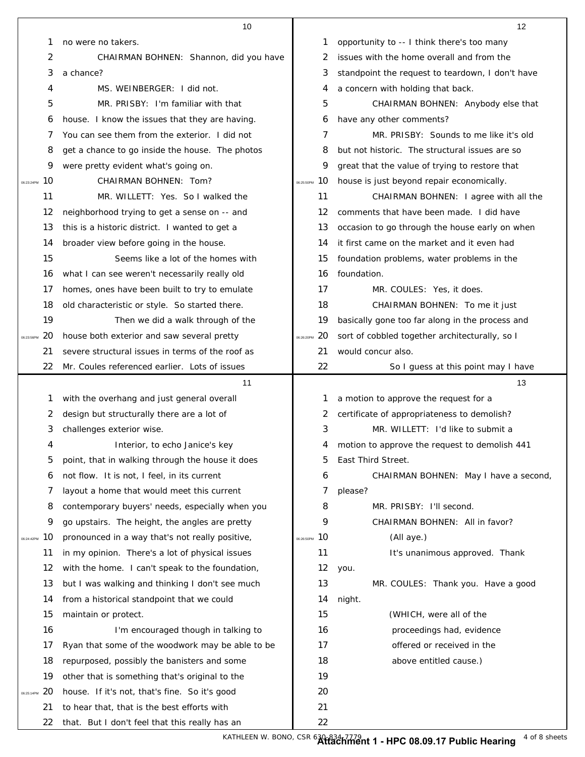no were no takers.

CHAIRMAN BOHNEN: Shannon, did you have a chance?

MS. WEINBERGER: I did not.

MR. PRISBY: I'm familiar with that house. I know the issues that they are having. You can see them from the exterior. I did not get a chance to go inside the house. The photos were pretty evident what's going on.

CHAIRMAN BOHNEN: Tom?

MR. WILLETT: Yes. So I walked the neighborhood trying to get a sense on -- and this is a historic district. I wanted to get a broader view before going in the house.

Seems like a lot of the homes with what I can see weren't necessarily really old homes, ones have been built to try to emulate old characteristic or style. So started there.

Then we did a walk through of the house both exterior and saw several pretty severe structural issues in terms of the roof as Mr. Coules referenced earlier. Lots of issues with the overhang and just general overall design but structurally there are a lot of challenges exterior wise.

Interior, to echo Janice's key point, that in walking through the house it does not flow. It is not, I feel, in its current layout a home that would meet this current contemporary buyers' needs, especially when you go upstairs. The height, the angles are pretty pronounced in a way that's not really positive, in my opinion. There's a lot of physical issues with the home. I can't speak to the foundation, but I was walking and thinking I don't see much from a historical standpoint that we could maintain or protect.

I'm encouraged though in talking to Ryan that some of the woodwork may be able to be repurposed, possibly the banisters and some other that is something that's original to the house. If it's not, that's fine. So it's good to hear that, that is the best efforts with that. But I don't feel that this really has an opportunity to -- I think there's too many issues with the home overall and from the standpoint the request to teardown, I don't have a concern with holding that back.

CHAIRMAN BOHNEN: Anybody else that have any other comments?

MR. PRISBY: Sounds to me like it's old but not historic. The structural issues are so great that the value of trying to restore that house is just beyond repair economically.

CHAIRMAN BOHNEN: I agree with all the comments that have been made. I did have occasion to go through the house early on when it first came on the market and it even had foundation problems, water problems in the foundation.

MR. COULES: Yes, it does.

CHAIRMAN BOHNEN: To me it just basically gone too far along in the process and sort of cobbled together architecturally, so I would concur also.

So I guess at this point may I have a motion to approve the request for a certificate of appropriateness to demolish?

MR. WILLETT: I'd like to submit a motion to approve the request to demolish 441 East Third Street.

CHAIRMAN BOHNEN: May I have a second, please?

MR. PRISBY: I'll second.

CHAIRMAN BOHNEN: All in favor?

(All aye.)

It's unanimous approved. Thank you.

MR. COULES: Thank you. Have a good night.

(WHICH, were all of the proceedings had, evidence offered or received in the above entitled cause.)

KATHLEEN W. BONO, CSR 630-834-7779

**Attachment 1 - HPC 08.09.17 Public Hearing**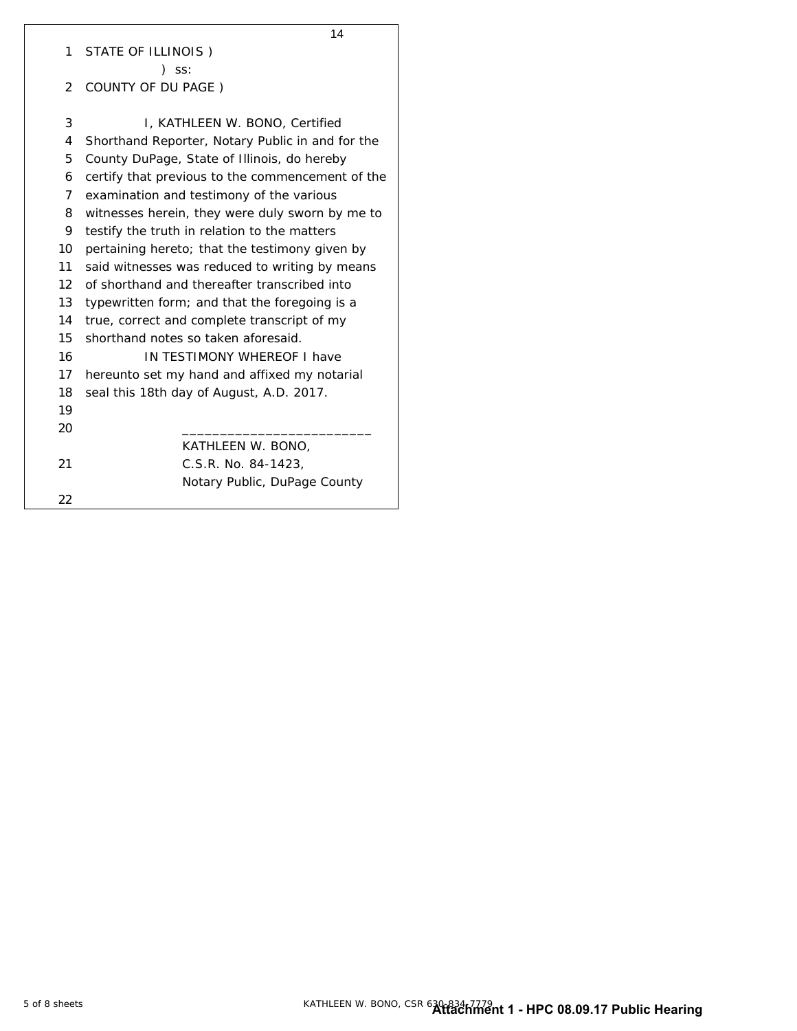STATE OF ILLINOIS )
) ss:
COUNTY OF DU PAGE )

I, KATHLEEN W. BONO, Certified Shorthand Reporter, Notary Public in and for the County DuPage, State of Illinois, do hereby certify that previous to the commencement of the examination and testimony of the various witnesses herein, they were duly sworn by me to testify the truth in relation to the matters pertaining hereto; that the testimony given by said witnesses was reduced to writing by means of shorthand and thereafter transcribed into typewritten form; and that the foregoing is a true, correct and complete transcript of my shorthand notes so taken aforesaid.

IN TESTIMONY WHEREOF I have hereunto set my hand and affixed my notarial seal this 18th day of August, A.D. 2017.

_________________________

KATHLEEN W. BONO,
C.S.R. No. 84-1423,
Notary Public, DuPage County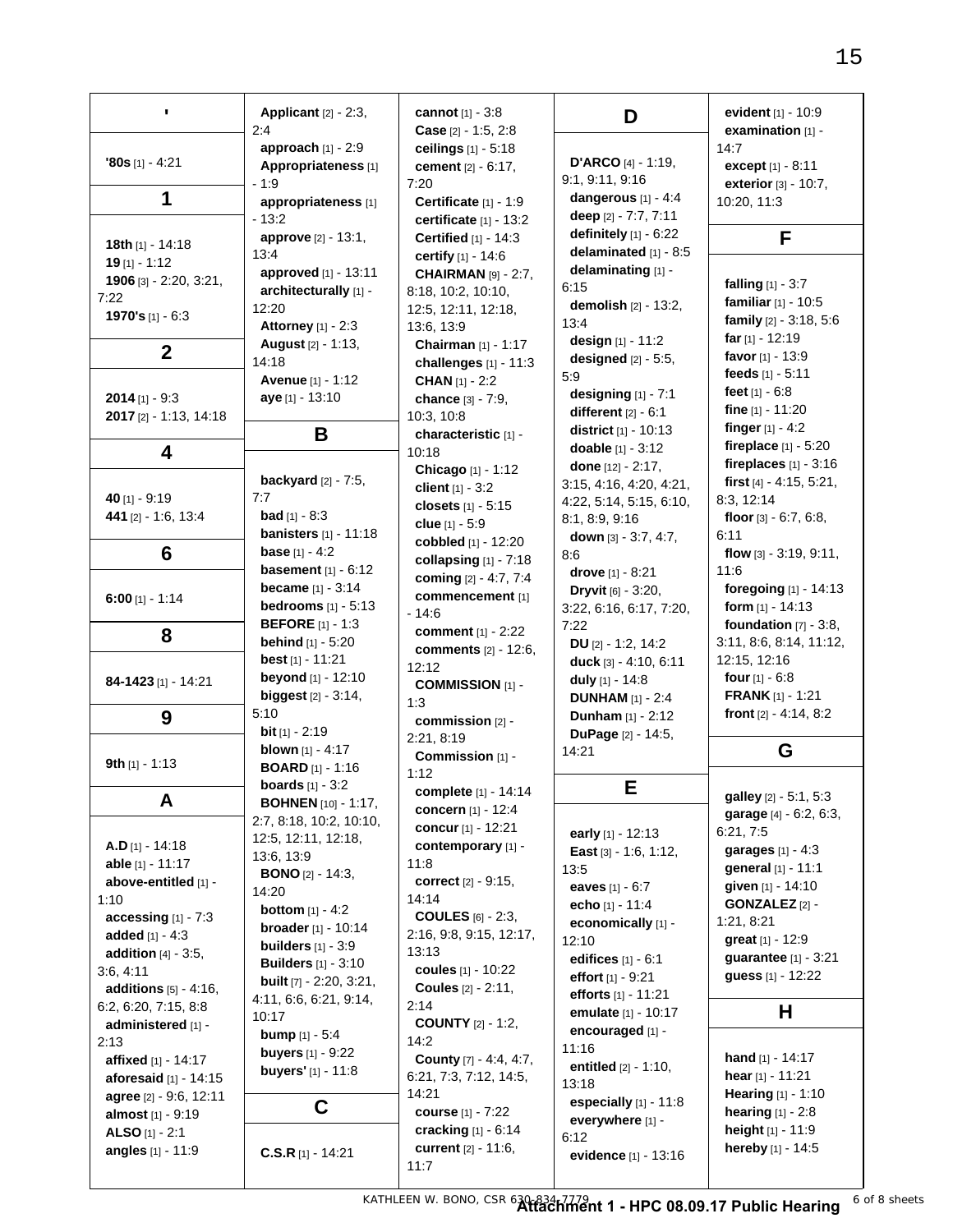## '

**'80s** [1] - 4:21

## 1

**18th** [1] - 14:18
**19** [1] - 1:12
**1906** [3] - 2:20, 3:21, 7:22
**1970's** [1] - 6:3

## 2

**2014** [1] - 9:3
**2017** [2] - 1:13, 14:18

## 4

**40** [1] - 9:19
**441** [2] - 1:6, 13:4

## 6

**6:00** [1] - 1:14

## 8

**84-1423** [1] - 14:21

## 9

**9th** [1] - 1:13

## A

**A.D** [1] - 14:18
**able** [1] - 11:17
**above-entitled** [1] - 1:10
**accessing** [1] - 7:3
**added** [1] - 4:3
**addition** [4] - 3:5, 3:6, 4:11
**additions** [5] - 4:16, 6:2, 6:20, 7:15, 8:8
**administered** [1] - 2:13
**affixed** [1] - 14:17
**aforesaid** [1] - 14:15
**agree** [2] - 9:6, 12:11
**almost** [1] - 9:19
**ALSO** [1] - 2:1
**angles** [1] - 11:9
**Applicant** [2] - 2:3, 2:4
**approach** [1] - 2:9
**Appropriateness** [1] - 1:9
**appropriateness** [1] - 13:2
**approve** [2] - 13:1, 13:4
**approved** [1] - 13:11
**architecturally** [1] - 12:20
**Attorney** [1] - 2:3
**August** [2] - 1:13, 14:18
**Avenue** [1] - 1:12
**aye** [1] - 13:10

## B

**backyard** [2] - 7:5, 7:7
**bad** [1] - 8:3
**banisters** [1] - 11:18
**base** [1] - 4:2
**basement** [1] - 6:12
**became** [1] - 3:14
**bedrooms** [1] - 5:13
**BEFORE** [1] - 1:3
**behind** [1] - 5:20
**best** [1] - 11:21
**beyond** [1] - 12:10
**biggest** [2] - 3:14, 5:10
**bit** [1] - 2:19
**blown** [1] - 4:17
**BOARD** [1] - 1:16
**boards** [1] - 3:2
**BOHNEN** [10] - 1:17, 2:7, 8:18, 10:2, 10:10, 12:5, 12:11, 12:18, 13:6, 13:9
**BONO** [2] - 14:3, 14:20
**bottom** [1] - 4:2
**broader** [1] - 10:14
**builders** [1] - 3:9
**Builders** [1] - 3:10
**built** [7] - 2:20, 3:21, 4:11, 6:6, 6:21, 9:14, 10:17
**bump** [1] - 5:4
**buyers** [1] - 9:22
**buyers'** [1] - 11:8

## C

**C.S.R** [1] - 14:21
**cannot** [1] - 3:8
**Case** [2] - 1:5, 2:8
**ceilings** [1] - 5:18
**cement** [2] - 6:17, 7:20
**Certificate** [1] - 1:9
**certificate** [1] - 13:2
**Certified** [1] - 14:3
**certify** [1] - 14:6
**CHAIRMAN** [9] - 2:7, 8:18, 10:2, 10:10, 12:5, 12:11, 12:18, 13:6, 13:9
**Chairman** [1] - 1:17
**challenges** [1] - 11:3
**CHAN** [1] - 2:2
**chance** [3] - 7:9, 10:3, 10:8
**characteristic** [1] - 10:18
**Chicago** [1] - 1:12
**client** [1] - 3:2
**closets** [1] - 5:15
**clue** [1] - 5:9
**cobbled** [1] - 12:20
**collapsing** [1] - 7:18
**coming** [2] - 4:7, 7:4
**commencement** [1] - 14:6
**comment** [1] - 2:22
**comments** [2] - 12:6, 12:12
**COMMISSION** [1] - 1:3
**commission** [2] - 2:21, 8:19
**Commission** [1] - 1:12
**complete** [1] - 14:14
**concern** [1] - 12:4
**concur** [1] - 12:21
**contemporary** [1] - 11:8
**correct** [2] - 9:15, 14:14
**COULES** [6] - 2:3, 2:16, 9:8, 9:15, 12:17, 13:13
**coules** [1] - 10:22
**Coules** [2] - 2:11, 2:14
**COUNTY** [2] - 1:2, 14:2
**County** [7] - 4:4, 4:7, 6:21, 7:3, 7:12, 14:5, 14:21
**course** [1] - 7:22
**cracking** [1] - 6:14
**current** [2] - 11:6, 11:7

## D

**D'ARCO** [4] - 1:19, 9:1, 9:11, 9:16
**dangerous** [1] - 4:4
**deep** [2] - 7:7, 7:11
**definitely** [1] - 6:22
**delaminated** [1] - 8:5
**delaminating** [1] - 6:15
**demolish** [2] - 13:2, 13:4
**design** [1] - 11:2
**designed** [2] - 5:5, 5:9
**designing** [1] - 7:1
**different** [2] - 6:1
**district** [1] - 10:13
**doable** [1] - 3:12
**done** [12] - 2:17, 3:15, 4:16, 4:20, 4:21, 4:22, 5:14, 5:15, 6:10, 8:1, 8:9, 9:16
**down** [3] - 3:7, 4:7, 8:6
**drove** [1] - 8:21
**Dryvit** [6] - 3:20, 3:22, 6:16, 6:17, 7:20, 7:22
**DU** [2] - 1:2, 14:2
**duck** [3] - 4:10, 6:11
**duly** [1] - 14:8
**DUNHAM** [1] - 2:4
**Dunham** [1] - 2:12
**DuPage** [2] - 14:5, 14:21

## E

**early** [1] - 12:13
**East** [3] - 1:6, 1:12, 13:5
**eaves** [1] - 6:7
**echo** [1] - 11:4
**economically** [1] - 12:10
**edifices** [1] - 6:1
**effort** [1] - 9:21
**efforts** [1] - 11:21
**emulate** [1] - 10:17
**encouraged** [1] - 11:16
**entitled** [2] - 1:10, 13:18
**especially** [1] - 11:8
**everywhere** [1] - 6:12
**evidence** [1] - 13:16
**evident** [1] - 10:9
**examination** [1] - 14:7
**except** [1] - 8:11
**exterior** [3] - 10:7, 10:20, 11:3

## F

**falling** [1] - 3:7
**familiar** [1] - 10:5
**family** [2] - 3:18, 5:6
**far** [1] - 12:19
**favor** [1] - 13:9
**feeds** [1] - 5:11
**feet** [1] - 6:8
**fine** [1] - 11:20
**finger** [1] - 4:2
**fireplace** [1] - 5:20
**fireplaces** [1] - 3:16
**first** [4] - 4:15, 5:21, 8:3, 12:14
**floor** [3] - 6:7, 6:8, 6:11
**flow** [3] - 3:19, 9:11, 11:6
**foregoing** [1] - 14:13
**form** [1] - 14:13
**foundation** [7] - 3:8, 3:11, 8:6, 8:14, 11:12, 12:15, 12:16
**four** [1] - 6:8
**FRANK** [1] - 1:21
**front** [2] - 4:14, 8:2

## G

**galley** [2] - 5:1, 5:3
**garage** [4] - 6:2, 6:3, 6:21, 7:5
**garages** [1] - 4:3
**general** [1] - 11:1
**given** [1] - 14:10
**GONZALEZ** [2] - 1:21, 8:21
**great** [1] - 12:9
**guarantee** [1] - 3:21
**guess** [1] - 12:22

## H

**hand** [1] - 14:17
**hear** [1] - 11:21
**Hearing** [1] - 1:10
**hearing** [1] - 2:8
**height** [1] - 11:9
**hereby** [1] - 14:5

KATHLEEN W. BONO, CSR 630-834-7779

**Attachment 1 - HPC 08.09.17 Public Hearing**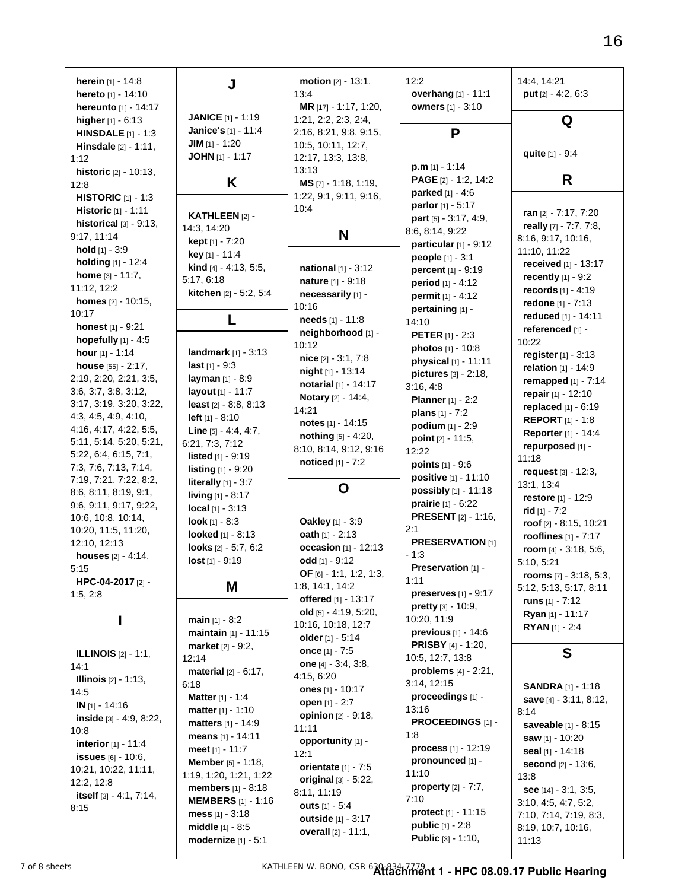**herein** [1] - 14:8
**hereto** [1] - 14:10
**hereunto** [1] - 14:17
**higher** [1] - 6:13
**HINSDALE** [1] - 1:3
**Hinsdale** [2] - 1:11, 1:12
**historic** [2] - 10:13, 12:8
**HISTORIC** [1] - 1:3
**Historic** [1] - 1:11
**historical** [3] - 9:13, 9:17, 11:14
**hold** [1] - 3:9
**holding** [1] - 12:4
**home** [3] - 11:7, 11:12, 12:2
**homes** [2] - 10:15, 10:17
**honest** [1] - 9:21
**hopefully** [1] - 4:5
**hour** [1] - 1:14
**house** [55] - 2:17, 2:19, 2:20, 2:21, 3:5, 3:6, 3:7, 3:8, 3:12, 3:17, 3:19, 3:20, 3:22, 4:3, 4:5, 4:9, 4:10, 4:16, 4:17, 4:22, 5:5, 5:11, 5:14, 5:20, 5:21, 5:22, 6:4, 6:15, 7:1, 7:3, 7:6, 7:13, 7:14, 7:19, 7:21, 7:22, 8:2, 8:6, 8:11, 8:19, 9:1, 9:6, 9:11, 9:17, 9:22, 10:6, 10:8, 10:14, 10:20, 11:5, 11:20, 12:10, 12:13
**houses** [2] - 4:14, 5:15
**HPC-04-2017** [2] - 1:5, 2:8

## I

**ILLINOIS** [2] - 1:1, 14:1
**Illinois** [2] - 1:13, 14:5
**IN** [1] - 14:16
**inside** [3] - 4:9, 8:22, 10:8
**interior** [1] - 11:4
**issues** [6] - 10:6, 10:21, 10:22, 11:11, 12:2, 12:8
**itself** [3] - 4:1, 7:14, 8:15

## J

**JANICE** [1] - 1:19
**Janice's** [1] - 11:4
**JIM** [1] - 1:20
**JOHN** [1] - 1:17

## K

**KATHLEEN** [2] - 14:3, 14:20
**kept** [1] - 7:20
**key** [1] - 11:4
**kind** [4] - 4:13, 5:5, 5:17, 6:18
**kitchen** [2] - 5:2, 5:4

## L

**landmark** [1] - 3:13
**last** [1] - 9:3
**layman** [1] - 8:9
**layout** [1] - 11:7
**least** [2] - 8:8, 8:13
**left** [1] - 8:10
**Line** [5] - 4:4, 4:7, 6:21, 7:3, 7:12
**listed** [1] - 9:19
**listing** [1] - 9:20
**literally** [1] - 3:7
**living** [1] - 8:17
**local** [1] - 3:13
**look** [1] - 8:3
**looked** [1] - 8:13
**looks** [2] - 5:7, 6:2
**lost** [1] - 9:19

## M

**main** [1] - 8:2
**maintain** [1] - 11:15
**market** [2] - 9:2, 12:14
**material** [2] - 6:17, 6:18
**Matter** [1] - 1:4
**matter** [1] - 1:10
**matters** [1] - 14:9
**means** [1] - 14:11
**meet** [1] - 11:7
**Member** [5] - 1:18, 1:19, 1:20, 1:21, 1:22
**members** [1] - 8:18
**MEMBERS** [1] - 1:16
**mess** [1] - 3:18
**middle** [1] - 8:5
**modernize** [1] - 5:1
**motion** [2] - 13:1, 13:4
**MR** [17] - 1:17, 1:20, 1:21, 2:2, 2:3, 2:4, 2:16, 8:21, 9:8, 9:15, 10:5, 10:11, 12:7, 12:17, 13:3, 13:8, 13:13
**MS** [7] - 1:18, 1:19, 1:22, 9:1, 9:11, 9:16, 10:4

## N

**national** [1] - 3:12
**nature** [1] - 9:18
**necessarily** [1] - 10:16
**needs** [1] - 11:8
**neighborhood** [1] - 10:12
**nice** [2] - 3:1, 7:8
**night** [1] - 13:14
**notarial** [1] - 14:17
**Notary** [2] - 14:4, 14:21
**notes** [1] - 14:15
**nothing** [5] - 4:20, 8:10, 8:14, 9:12, 9:16
**noticed** [1] - 7:2

## O

**Oakley** [1] - 3:9
**oath** [1] - 2:13
**occasion** [1] - 12:13
**odd** [1] - 9:12
**OF** [6] - 1:1, 1:2, 1:3, 1:8, 14:1, 14:2
**offered** [1] - 13:17
**old** [5] - 4:19, 5:20, 10:16, 10:18, 12:7
**older** [1] - 5:14
**once** [1] - 7:5
**one** [4] - 3:4, 3:8, 4:15, 6:20
**ones** [1] - 10:17
**open** [1] - 2:7
**opinion** [2] - 9:18, 11:11
**opportunity** [1] - 12:1
**orientate** [1] - 7:5
**original** [3] - 5:22, 8:11, 11:19
**outs** [1] - 5:4
**outside** [1] - 3:17
**overall** [2] - 11:1, 12:2
**overhang** [1] - 11:1
**owners** [1] - 3:10

## P

**p.m** [1] - 1:14
**PAGE** [2] - 1:2, 14:2
**parked** [1] - 4:6
**parlor** [1] - 5:17
**part** [5] - 3:17, 4:9, 8:6, 8:14, 9:22
**particular** [1] - 9:12
**people** [1] - 3:1
**percent** [1] - 9:19
**period** [1] - 4:12
**permit** [1] - 4:12
**pertaining** [1] - 14:10
**PETER** [1] - 2:3
**photos** [1] - 10:8
**physical** [1] - 11:11
**pictures** [3] - 2:18, 3:16, 4:8
**Planner** [1] - 2:2
**plans** [1] - 7:2
**podium** [1] - 2:9
**point** [2] - 11:5, 12:22
**points** [1] - 9:6
**positive** [1] - 11:10
**possibly** [1] - 11:18
**prairie** [1] - 6:22
**PRESENT** [2] - 1:16, 2:1
**PRESERVATION** [1] - 1:3
**Preservation** [1] - 1:11
**preserves** [1] - 9:17
**pretty** [3] - 10:9, 10:20, 11:9
**previous** [1] - 14:6
**PRISBY** [4] - 1:20, 10:5, 12:7, 13:8
**problems** [4] - 2:21, 3:14, 12:15
**proceedings** [1] - 13:16
**PROCEEDINGS** [1] - 1:8
**process** [1] - 12:19
**pronounced** [1] - 11:10
**property** [2] - 7:7, 7:10
**protect** [1] - 11:15
**public** [1] - 2:8
**Public** [3] - 1:10, 14:4, 14:21
**put** [2] - 4:2, 6:3

## Q

**quite** [1] - 9:4

## R

**ran** [2] - 7:17, 7:20
**really** [7] - 7:7, 7:8, 8:16, 9:17, 10:16, 11:10, 11:22
**received** [1] - 13:17
**recently** [1] - 9:2
**records** [1] - 4:19
**redone** [1] - 7:13
**reduced** [1] - 14:11
**referenced** [1] - 10:22
**register** [1] - 3:13
**relation** [1] - 14:9
**remapped** [1] - 7:14
**repair** [1] - 12:10
**replaced** [1] - 6:19
**REPORT** [1] - 1:8
**Reporter** [1] - 14:4
**repurposed** [1] - 11:18
**request** [3] - 12:3, 13:1, 13:4
**restore** [1] - 12:9
**rid** [1] - 7:2
**roof** [2] - 8:15, 10:21
**rooflines** [1] - 7:17
**room** [4] - 3:18, 5:6, 5:10, 5:21
**rooms** [7] - 3:18, 5:3, 5:12, 5:13, 5:17, 8:11
**runs** [1] - 7:12
**Ryan** [1] - 11:17
**RYAN** [1] - 2:4

## S

**SANDRA** [1] - 1:18
**save** [4] - 3:11, 8:12, 8:14
**saveable** [1] - 8:15
**saw** [1] - 10:20
**seal** [1] - 14:18
**second** [2] - 13:6, 13:8
**see** [14] - 3:1, 3:5, 3:10, 4:5, 4:7, 5:2, 7:10, 7:14, 7:19, 8:3, 8:19, 10:7, 10:16, 11:13

KATHLEEN W. BONO, CSR 630-834-7779

**Attachment 1 - HPC 08.09.17 Public Hearing**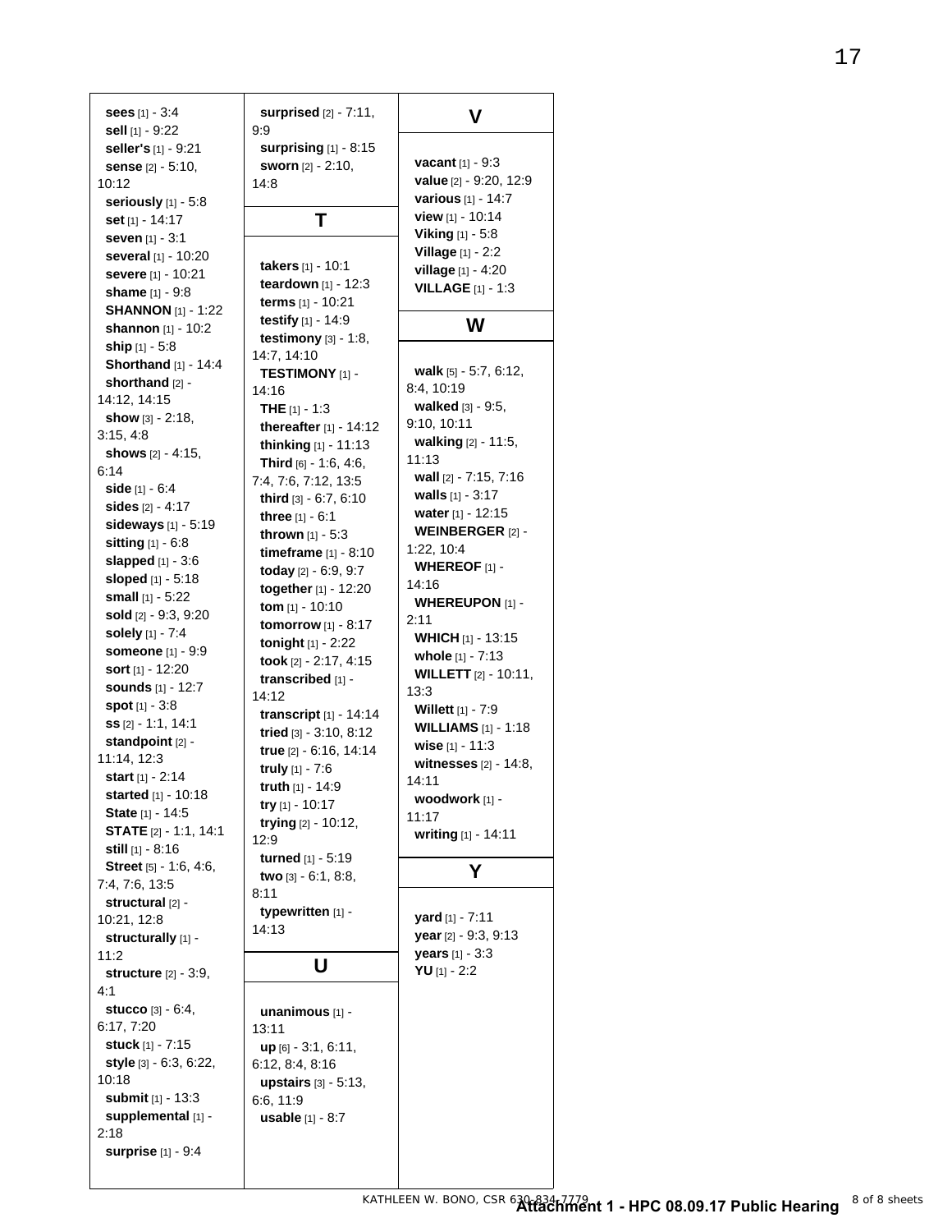**sees** [1] - 3:4
**sell** [1] - 9:22
**seller's** [1] - 9:21
**sense** [2] - 5:10, 10:12
**seriously** [1] - 5:8
**set** [1] - 14:17
**seven** [1] - 3:1
**several** [1] - 10:20
**severe** [1] - 10:21
**shame** [1] - 9:8
**SHANNON** [1] - 1:22
**shannon** [1] - 10:2
**ship** [1] - 5:8
**Shorthand** [1] - 14:4
**shorthand** [2] - 14:12, 14:15
**show** [3] - 2:18, 3:15, 4:8
**shows** [2] - 4:15, 6:14
**side** [1] - 6:4
**sides** [2] - 4:17
**sideways** [1] - 5:19
**sitting** [1] - 6:8
**slapped** [1] - 3:6
**sloped** [1] - 5:18
**small** [1] - 5:22
**sold** [2] - 9:3, 9:20
**solely** [1] - 7:4
**someone** [1] - 9:9
**sort** [1] - 12:20
**sounds** [1] - 12:7
**spot** [1] - 3:8
**ss** [2] - 1:1, 14:1
**standpoint** [2] - 11:14, 12:3
**start** [1] - 2:14
**started** [1] - 10:18
**State** [1] - 14:5
**STATE** [2] - 1:1, 14:1
**still** [1] - 8:16
**Street** [5] - 1:6, 4:6, 7:4, 7:6, 13:5
**structural** [2] - 10:21, 12:8
**structurally** [1] - 11:2
**structure** [2] - 3:9, 4:1
**stucco** [3] - 6:4, 6:17, 7:20
**stuck** [1] - 7:15
**style** [3] - 6:3, 6:22, 10:18
**submit** [1] - 13:3
**supplemental** [1] - 2:18
**surprise** [1] - 9:4
**surprised** [2] - 7:11, 9:9
**surprising** [1] - 8:15
**sworn** [2] - 2:10, 14:8

## T

**takers** [1] - 10:1
**teardown** [1] - 12:3
**terms** [1] - 10:21
**testify** [1] - 14:9
**testimony** [3] - 1:8, 14:7, 14:10
**TESTIMONY** [1] - 14:16
**THE** [1] - 1:3
**thereafter** [1] - 14:12
**thinking** [1] - 11:13
**Third** [6] - 1:6, 4:6, 7:4, 7:6, 7:12, 13:5
**third** [3] - 6:7, 6:10
**three** [1] - 6:1
**thrown** [1] - 5:3
**timeframe** [1] - 8:10
**today** [2] - 6:9, 9:7
**together** [1] - 12:20
**tom** [1] - 10:10
**tomorrow** [1] - 8:17
**tonight** [1] - 2:22
**took** [2] - 2:17, 4:15
**transcribed** [1] - 14:12
**transcript** [1] - 14:14
**tried** [3] - 3:10, 8:12
**true** [2] - 6:16, 14:14
**truly** [1] - 7:6
**truth** [1] - 14:9
**try** [1] - 10:17
**trying** [2] - 10:12, 12:9
**turned** [1] - 5:19
**two** [3] - 6:1, 8:8, 8:11
**typewritten** [1] - 14:13

## U

**unanimous** [1] - 13:11
**up** [6] - 3:1, 6:11, 6:12, 8:4, 8:16
**upstairs** [3] - 5:13, 6:6, 11:9
**usable** [1] - 8:7

## V

**vacant** [1] - 9:3
**value** [2] - 9:20, 12:9
**various** [1] - 14:7
**view** [1] - 10:14
**Viking** [1] - 5:8
**Village** [1] - 2:2
**village** [1] - 4:20
**VILLAGE** [1] - 1:3

## W

**walk** [5] - 5:7, 6:12, 8:4, 10:19
**walked** [3] - 9:5, 9:10, 10:11
**walking** [2] - 11:5, 11:13
**wall** [2] - 7:15, 7:16
**walls** [1] - 3:17
**water** [1] - 12:15
**WEINBERGER** [2] - 1:22, 10:4
**WHEREOF** [1] - 14:16
**WHEREUPON** [1] - 2:11
**WHICH** [1] - 13:15
**whole** [1] - 7:13
**WILLETT** [2] - 10:11, 13:3
**Willett** [1] - 7:9
**WILLIAMS** [1] - 1:18
**wise** [1] - 11:3
**witnesses** [2] - 14:8, 14:11
**woodwork** [1] - 11:17
**writing** [1] - 14:11

## Y

**yard** [1] - 7:11
**year** [2] - 9:3, 9:13
**years** [1] - 3:3
**YU** [1] - 2:2

KATHLEEN W. BONO, CSR 630-834-7779

**Attachment 1 - HPC 08.09.17 Public Hearing**